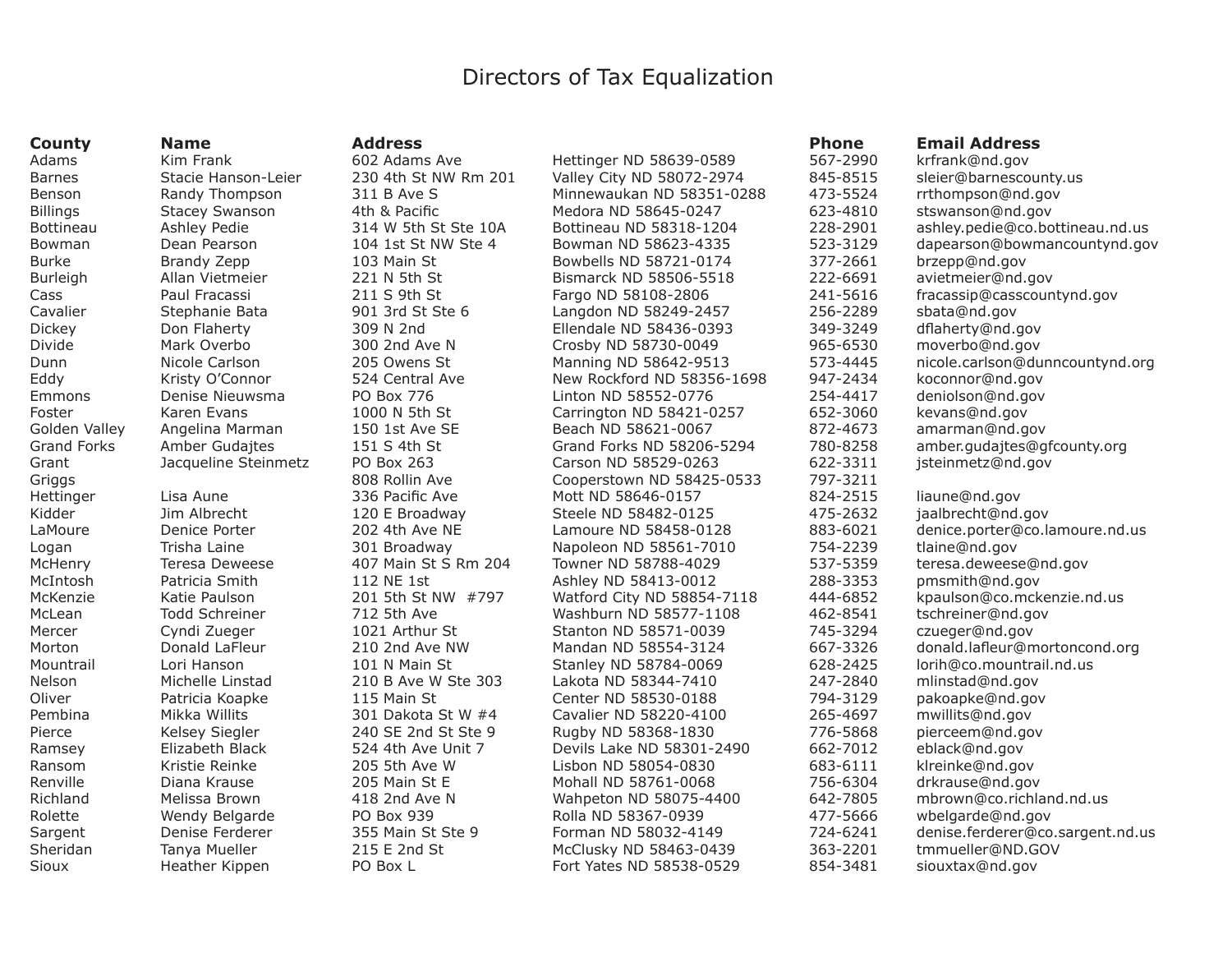# Directors of Tax Equalization

| County | Name | Address | | Phone | Email Address |
|---|---|---|---|---|---|
| Adams | Kim Frank | 602 Adams Ave | Hettinger ND 58639-0589 | 567-2990 | krfrank@nd.gov |
| Barnes | Stacie Hanson-Leier | 230 4th St NW Rm 201 | Valley City ND 58072-2974 | 845-8515 | sleier@barnescounty.us |
| Benson | Randy Thompson | 311 B Ave S | Minnewaukan ND 58351-0288 | 473-5524 | rrthompson@nd.gov |
| Billings | Stacey Swanson | 4th & Pacific | Medora ND 58645-0247 | 623-4810 | stswanson@nd.gov |
| Bottineau | Ashley Pedie | 314 W 5th St Ste 10A | Bottineau ND 58318-1204 | 228-2901 | ashley.pedie@co.bottineau.nd.us |
| Bowman | Dean Pearson | 104 1st St NW Ste 4 | Bowman ND 58623-4335 | 523-3129 | dapearson@bowmancountynd.gov |
| Burke | Brandy Zepp | 103 Main St | Bowbells ND 58721-0174 | 377-2661 | brzepp@nd.gov |
| Burleigh | Allan Vietmeier | 221 N 5th St | Bismarck ND 58506-5518 | 222-6691 | avietmeier@nd.gov |
| Cass | Paul Fracassi | 211 S 9th St | Fargo ND 58108-2806 | 241-5616 | fracassip@casscountynd.gov |
| Cavalier | Stephanie Bata | 901 3rd St Ste 6 | Langdon ND 58249-2457 | 256-2289 | sbata@nd.gov |
| Dickey | Don Flaherty | 309 N 2nd | Ellendale ND 58436-0393 | 349-3249 | dflaherty@nd.gov |
| Divide | Mark Overbo | 300 2nd Ave N | Crosby ND 58730-0049 | 965-6530 | moverbo@nd.gov |
| Dunn | Nicole Carlson | 205 Owens St | Manning ND 58642-9513 | 573-4445 | nicole.carlson@dunncountynd.org |
| Eddy | Kristy O'Connor | 524 Central Ave | New Rockford ND 58356-1698 | 947-2434 | koconnor@nd.gov |
| Emmons | Denise Nieuwsma | PO Box 776 | Linton ND 58552-0776 | 254-4417 | deniolson@nd.gov |
| Foster | Karen Evans | 1000 N 5th St | Carrington ND 58421-0257 | 652-3060 | kevans@nd.gov |
| Golden Valley | Angelina Marman | 150 1st Ave SE | Beach ND 58621-0067 | 872-4673 | amarman@nd.gov |
| Grand Forks | Amber Gudajtes | 151 S 4th St | Grand Forks ND 58206-5294 | 780-8258 | amber.gudajtes@gfcounty.org |
| Grant | Jacqueline Steinmetz | PO Box 263 | Carson ND 58529-0263 | 622-3311 | jsteinmetz@nd.gov |
| Griggs | | 808 Rollin Ave | Cooperstown ND 58425-0533 | 797-3211 | |
| Hettinger | Lisa Aune | 336 Pacific Ave | Mott ND 58646-0157 | 824-2515 | liaune@nd.gov |
| Kidder | Jim Albrecht | 120 E Broadway | Steele ND 58482-0125 | 475-2632 | jaalbrecht@nd.gov |
| LaMoure | Denice Porter | 202 4th Ave NE | Lamoure ND 58458-0128 | 883-6021 | denice.porter@co.lamoure.nd.us |
| Logan | Trisha Laine | 301 Broadway | Napoleon ND 58561-7010 | 754-2239 | tlaine@nd.gov |
| McHenry | Teresa Deweese | 407 Main St S Rm 204 | Towner ND 58788-4029 | 537-5359 | teresa.deweese@nd.gov |
| McIntosh | Patricia Smith | 112 NE 1st | Ashley ND 58413-0012 | 288-3353 | pmsmith@nd.gov |
| McKenzie | Katie Paulson | 201 5th St NW #797 | Watford City ND 58854-7118 | 444-6852 | kpaulson@co.mckenzie.nd.us |
| McLean | Todd Schreiner | 712 5th Ave | Washburn ND 58577-1108 | 462-8541 | tschreiner@nd.gov |
| Mercer | Cyndi Zueger | 1021 Arthur St | Stanton ND 58571-0039 | 745-3294 | czueger@nd.gov |
| Morton | Donald LaFleur | 210 2nd Ave NW | Mandan ND 58554-3124 | 667-3326 | donald.lafleur@mortoncond.org |
| Mountrail | Lori Hanson | 101 N Main St | Stanley ND 58784-0069 | 628-2425 | lorih@co.mountrail.nd.us |
| Nelson | Michelle Linstad | 210 B Ave W Ste 303 | Lakota ND 58344-7410 | 247-2840 | mlinstad@nd.gov |
| Oliver | Patricia Koapke | 115 Main St | Center ND 58530-0188 | 794-3129 | pakoapke@nd.gov |
| Pembina | Mikka Willits | 301 Dakota St W #4 | Cavalier ND 58220-4100 | 265-4697 | mwillits@nd.gov |
| Pierce | Kelsey Siegler | 240 SE 2nd St Ste 9 | Rugby ND 58368-1830 | 776-5868 | pierceem@nd.gov |
| Ramsey | Elizabeth Black | 524 4th Ave Unit 7 | Devils Lake ND 58301-2490 | 662-7012 | eblack@nd.gov |
| Ransom | Kristie Reinke | 205 5th Ave W | Lisbon ND 58054-0830 | 683-6111 | klreinke@nd.gov |
| Renville | Diana Krause | 205 Main St E | Mohall ND 58761-0068 | 756-6304 | drkrause@nd.gov |
| Richland | Melissa Brown | 418 2nd Ave N | Wahpeton ND 58075-4400 | 642-7805 | mbrown@co.richland.nd.us |
| Rolette | Wendy Belgarde | PO Box 939 | Rolla ND 58367-0939 | 477-5666 | wbelgarde@nd.gov |
| Sargent | Denise Ferderer | 355 Main St Ste 9 | Forman ND 58032-4149 | 724-6241 | denise.ferderer@co.sargent.nd.us |
| Sheridan | Tanya Mueller | 215 E 2nd St | McClusky ND 58463-0439 | 363-2201 | tmmueller@ND.GOV |
| Sioux | Heather Kippen | PO Box L | Fort Yates ND 58538-0529 | 854-3481 | siouxtax@nd.gov |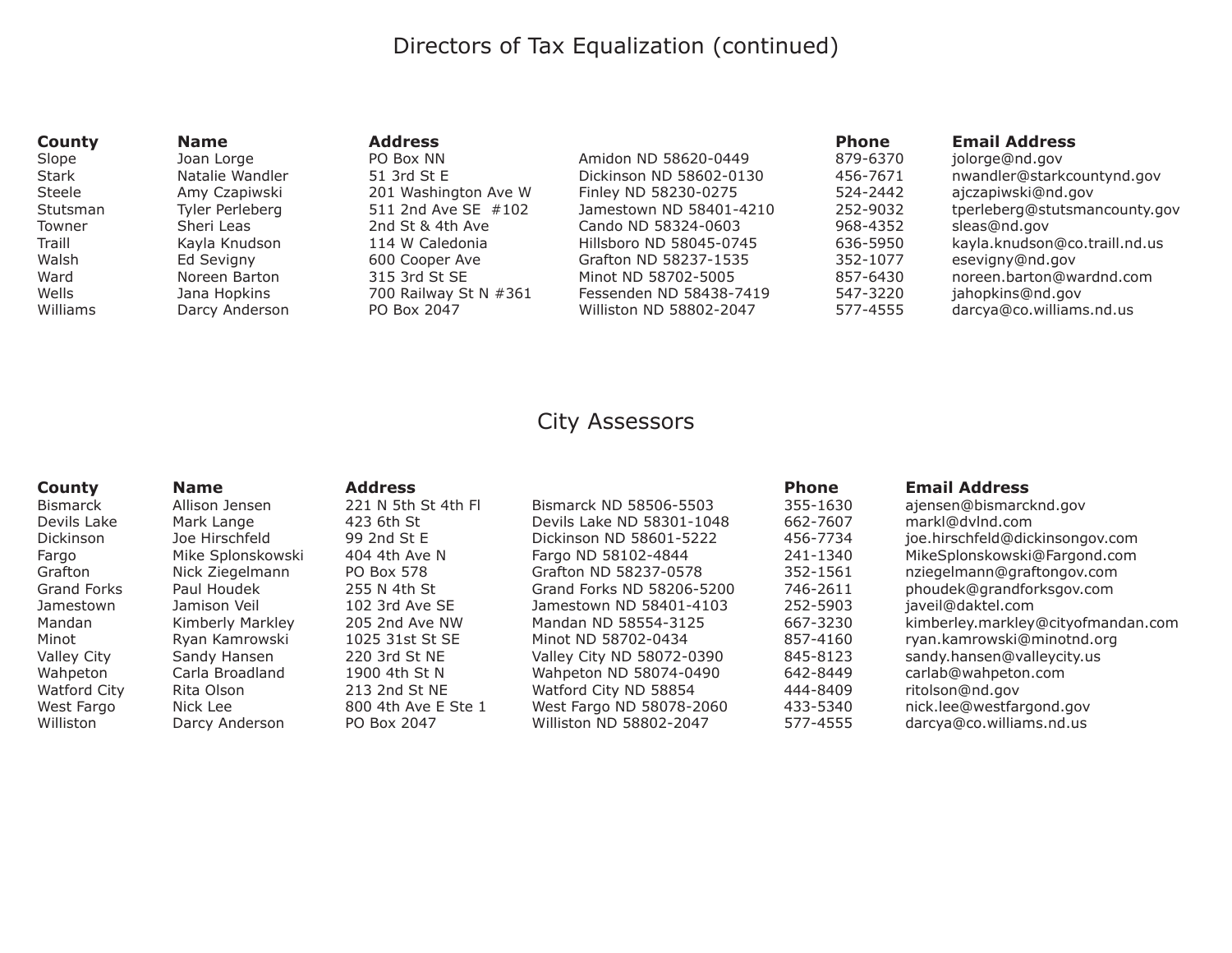# Directors of Tax Equalization (continued)

| County | Name | Address | | Phone | Email Address |
|---|---|---|---|---|---|
| Slope | Joan Lorge | PO Box NN | Amidon ND 58620-0449 | 879-6370 | jolorge@nd.gov |
| Stark | Natalie Wandler | 51 3rd St E | Dickinson ND 58602-0130 | 456-7671 | nwandler@starkcountynd.gov |
| Steele | Amy Czapiwski | 201 Washington Ave W | Finley ND 58230-0275 | 524-2442 | ajczapiwski@nd.gov |
| Stutsman | Tyler Perleberg | 511 2nd Ave SE #102 | Jamestown ND 58401-4210 | 252-9032 | tperleberg@stutsmancounty.gov |
| Towner | Sheri Leas | 2nd St & 4th Ave | Cando ND 58324-0603 | 968-4352 | sleas@nd.gov |
| Traill | Kayla Knudson | 114 W Caledonia | Hillsboro ND 58045-0745 | 636-5950 | kayla.knudson@co.traill.nd.us |
| Walsh | Ed Sevigny | 600 Cooper Ave | Grafton ND 58237-1535 | 352-1077 | esevigny@nd.gov |
| Ward | Noreen Barton | 315 3rd St SE | Minot ND 58702-5005 | 857-6430 | noreen.barton@wardnd.com |
| Wells | Jana Hopkins | 700 Railway St N #361 | Fessenden ND 58438-7419 | 547-3220 | jahopkins@nd.gov |
| Williams | Darcy Anderson | PO Box 2047 | Williston ND 58802-2047 | 577-4555 | darcya@co.williams.nd.us |

# City Assessors

| County | Name | Address | | Phone | Email Address |
|---|---|---|---|---|---|
| Bismarck | Allison Jensen | 221 N 5th St 4th Fl | Bismarck ND 58506-5503 | 355-1630 | ajensen@bismarcknd.gov |
| Devils Lake | Mark Lange | 423 6th St | Devils Lake ND 58301-1048 | 662-7607 | markl@dvlnd.com |
| Dickinson | Joe Hirschfeld | 99 2nd St E | Dickinson ND 58601-5222 | 456-7734 | joe.hirschfeld@dickinsongov.com |
| Fargo | Mike Splonskowski | 404 4th Ave N | Fargo ND 58102-4844 | 241-1340 | MikeSplonskowski@Fargond.com |
| Grafton | Nick Ziegelmann | PO Box 578 | Grafton ND 58237-0578 | 352-1561 | nziegelmann@graftongov.com |
| Grand Forks | Paul Houdek | 255 N 4th St | Grand Forks ND 58206-5200 | 746-2611 | phoudek@grandforksgov.com |
| Jamestown | Jamison Veil | 102 3rd Ave SE | Jamestown ND 58401-4103 | 252-5903 | javeil@daktel.com |
| Mandan | Kimberly Markley | 205 2nd Ave NW | Mandan ND 58554-3125 | 667-3230 | kimberley.markley@cityofmandan.com |
| Minot | Ryan Kamrowski | 1025 31st St SE | Minot ND 58702-0434 | 857-4160 | ryan.kamrowski@minotnd.org |
| Valley City | Sandy Hansen | 220 3rd St NE | Valley City ND 58072-0390 | 845-8123 | sandy.hansen@valleycity.us |
| Wahpeton | Carla Broadland | 1900 4th St N | Wahpeton ND 58074-0490 | 642-8449 | carlab@wahpeton.com |
| Watford City | Rita Olson | 213 2nd St NE | Watford City ND 58854 | 444-8409 | ritolson@nd.gov |
| West Fargo | Nick Lee | 800 4th Ave E Ste 1 | West Fargo ND 58078-2060 | 433-5340 | nick.lee@westfargond.gov |
| Williston | Darcy Anderson | PO Box 2047 | Williston ND 58802-2047 | 577-4555 | darcya@co.williams.nd.us |